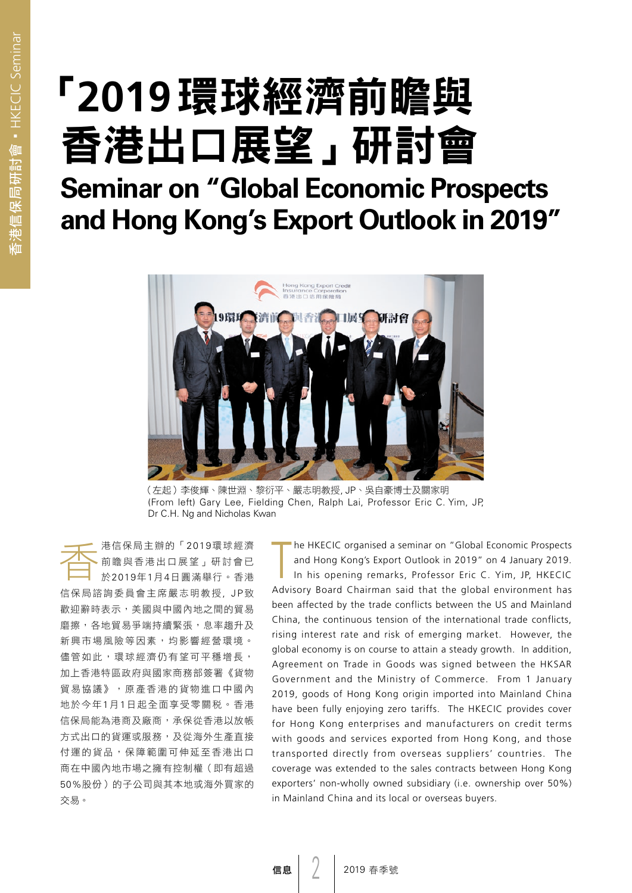# 「2019環球經濟前瞻與香港出口展望」研討會

# Seminar on "Global Economic Prospects and Hong Kong's Export Outlook in 2019"

（左起）李俊輝、陳世淵、黎衍平、嚴志明教授, JP、吳自豪博士及關家明
(From left) Gary Lee, Fielding Chen, Ralph Lai, Professor Eric C. Yim, JP, Dr C.H. Ng and Nicholas Kwan

香港信保局主辦的「2019環球經濟前瞻與香港出口展望」研討會已於2019年1月4日圓滿舉行。香港信保局諮詢委員會主席嚴志明教授，JP致歡迎辭時表示，美國與中國內地之間的貿易磨擦，各地貿易爭端持續緊張，息率趨升及新興市場風險等因素，均影響經營環境。儘管如此，環球經濟仍有望可平穩增長，加上香港特區政府與國家商務部簽署《貨物貿易協議》，原產香港的貨物進口中國內地於今年1月1日起全面享受零關稅。香港信保局能為港商及廠商，承保從香港以放帳方式出口的貨運或服務，及從海外生產直接付運的貨品，保障範圍可伸延至香港出口商在中國內地市場之擁有控制權（即有超過50%股份）的子公司與其本地或海外買家的交易。

The HKECIC organised a seminar on "Global Economic Prospects and Hong Kong's Export Outlook in 2019" on 4 January 2019. In his opening remarks, Professor Eric C. Yim, JP, HKECIC Advisory Board Chairman said that the global environment has been affected by the trade conflicts between the US and Mainland China, the continuous tension of the international trade conflicts, rising interest rate and risk of emerging market. However, the global economy is on course to attain a steady growth. In addition, Agreement on Trade in Goods was signed between the HKSAR Government and the Ministry of Commerce. From 1 January 2019, goods of Hong Kong origin imported into Mainland China have been fully enjoying zero tariffs. The HKECIC provides cover for Hong Kong enterprises and manufacturers on credit terms with goods and services exported from Hong Kong, and those transported directly from overseas suppliers' countries. The coverage was extended to the sales contracts between Hong Kong exporters' non-wholly owned subsidiary (i.e. ownership over 50%) in Mainland China and its local or overseas buyers.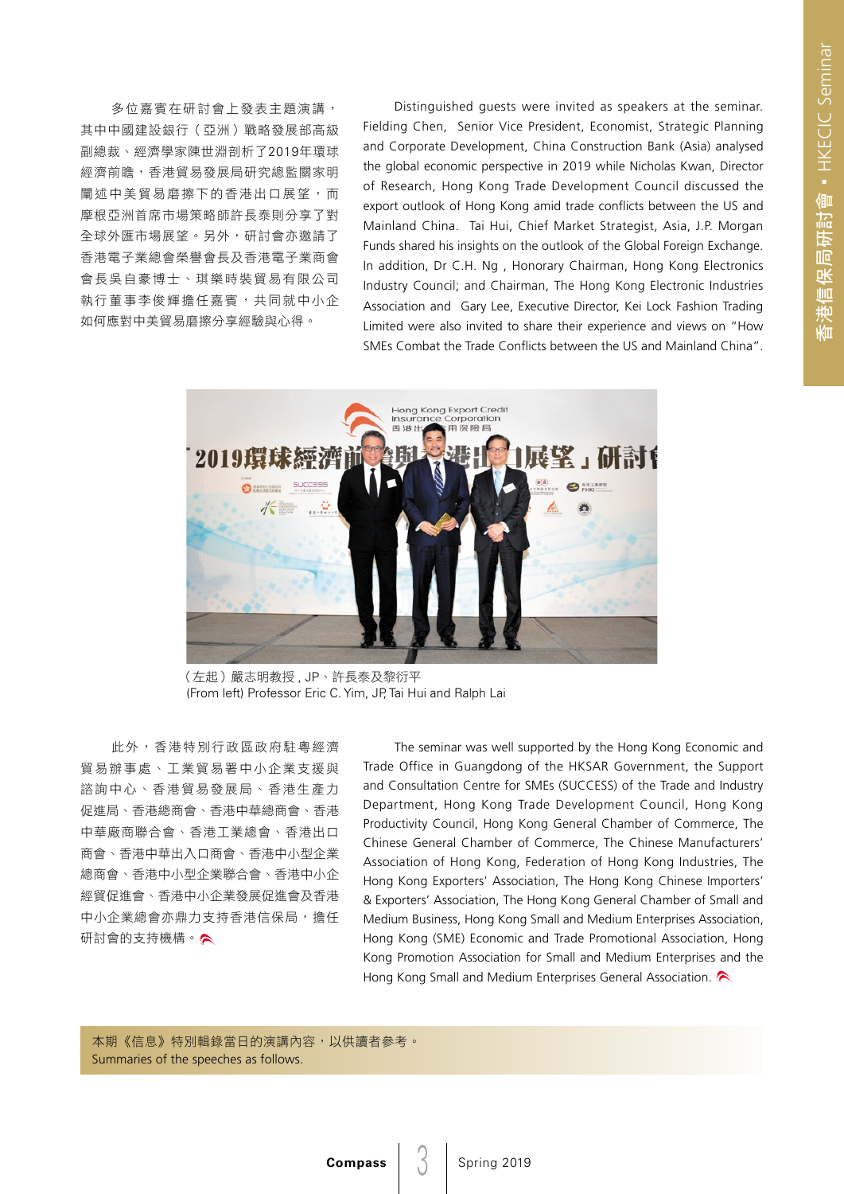多位嘉賓在研討會上發表主題演講，其中中國建設銀行（亞洲）戰略發展部高級副總裁、經濟學家陳世淵剖析了2019年環球經濟前瞻，香港貿易發展局研究總監關家明闡述中美貿易磨擦下的香港出口展望，而摩根亞洲首席市場策略師許長泰則分享了對全球外匯市場展望。另外，研討會亦邀請了香港電子業總會榮譽會長及香港電子業商會會長吳自豪博士、琪樂時裝貿易有限公司執行董事李俊輝擔任嘉賓，共同就中小企如何應對中美貿易磨擦分享經驗與心得。

Distinguished guests were invited as speakers at the seminar. Fielding Chen, Senior Vice President, Economist, Strategic Planning and Corporate Development, China Construction Bank (Asia) analysed the global economic perspective in 2019 while Nicholas Kwan, Director of Research, Hong Kong Trade Development Council discussed the export outlook of Hong Kong amid trade conflicts between the US and Mainland China. Tai Hui, Chief Market Strategist, Asia, J.P. Morgan Funds shared his insights on the outlook of the Global Foreign Exchange. In addition, Dr C.H. Ng , Honorary Chairman, Hong Kong Electronics Industry Council; and Chairman, The Hong Kong Electronic Industries Association and Gary Lee, Executive Director, Kei Lock Fashion Trading Limited were also invited to share their experience and views on "How SMEs Combat the Trade Conflicts between the US and Mainland China".

（左起）嚴志明教授 , JP、許長泰及黎衍平
(From left) Professor Eric C. Yim, JP, Tai Hui and Ralph Lai

此外，香港特別行政區政府駐粵經濟貿易辦事處、工業貿易署中小企業支援與諮詢中心、香港貿易發展局、香港生產力促進局、香港總商會、香港中華總商會、香港中華廠商聯合會、香港工業總會、香港出口商會、香港中華出入口商會、香港中小型企業總商會、香港中小型企業聯合會、香港中小企經貿促進會、香港中小企發展促進會及香港中小企業總會亦鼎力支持香港信保局，擔任研討會的支持機構。

The seminar was well supported by the Hong Kong Economic and Trade Office in Guangdong of the HKSAR Government, the Support and Consultation Centre for SMEs (SUCCESS) of the Trade and Industry Department, Hong Kong Trade Development Council, Hong Kong Productivity Council, Hong Kong General Chamber of Commerce, The Chinese General Chamber of Commerce, The Chinese Manufacturers' Association of Hong Kong, Federation of Hong Kong Industries, The Hong Kong Exporters' Association, The Hong Kong Chinese Importers' & Exporters' Association, The Hong Kong General Chamber of Small and Medium Business, Hong Kong Small and Medium Enterprises Association, Hong Kong (SME) Economic and Trade Promotional Association, Hong Kong Promotion Association for Small and Medium Enterprises and the Hong Kong Small and Medium Enterprises General Association.

本期《信息》特別輯錄當日的演講內容，以供讀者參考。
Summaries of the speeches as follows.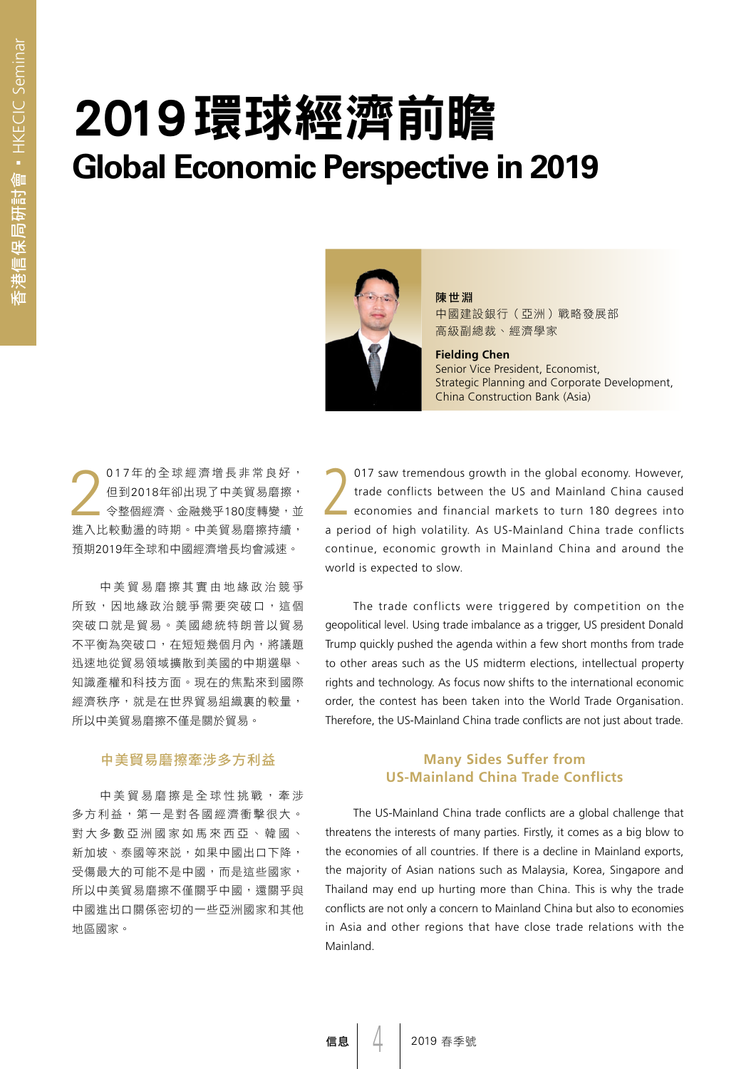# 2019 環球經濟前瞻

# Global Economic Perspective in 2019

**陳世淵**
中國建設銀行（亞洲）戰略發展部
高級副總裁、經濟學家

**Fielding Chen**
Senior Vice President, Economist,
Strategic Planning and Corporate Development,
China Construction Bank (Asia)

2017年的全球經濟增長非常良好，但到2018年卻出現了中美貿易磨擦，令整個經濟、金融幾乎180度轉變，並進入比較動盪的時期。中美貿易磨擦持續，預期2019年全球和中國經濟增長均會減速。

中美貿易磨擦其實由地緣政治競爭所致，因地緣政治競爭需要突破口，這個突破口就是貿易。美國總統特朗普以貿易不平衡為突破口，在短短幾個月內，將議題迅速地從貿易領域擴散到美國的中期選舉、知識產權和科技方面。現在的焦點來到國際經濟秩序，就是在世界貿易組織裏的較量，所以中美貿易磨擦不僅是關於貿易。

### 中美貿易磨擦牽涉多方利益

中美貿易磨擦是全球性挑戰，牽涉多方利益，第一是對各國經濟衝擊很大。對大多數亞洲國家如馬來西亞、韓國、新加坡、泰國等來說，如果中國出口下降，受傷最大的可能不是中國，而是這些國家，所以中美貿易磨擦不僅關乎中國，還關乎與中國進出口關係密切的一些亞洲國家和其他地區國家。

2017 saw tremendous growth in the global economy. However, trade conflicts between the US and Mainland China caused economies and financial markets to turn 180 degrees into a period of high volatility. As US-Mainland China trade conflicts continue, economic growth in Mainland China and around the world is expected to slow.

The trade conflicts were triggered by competition on the geopolitical level. Using trade imbalance as a trigger, US president Donald Trump quickly pushed the agenda within a few short months from trade to other areas such as the US midterm elections, intellectual property rights and technology. As focus now shifts to the international economic order, the contest has been taken into the World Trade Organisation. Therefore, the US-Mainland China trade conflicts are not just about trade.

### Many Sides Suffer from US-Mainland China Trade Conflicts

The US-Mainland China trade conflicts are a global challenge that threatens the interests of many parties. Firstly, it comes as a big blow to the economies of all countries. If there is a decline in Mainland exports, the majority of Asian nations such as Malaysia, Korea, Singapore and Thailand may end up hurting more than China. This is why the trade conflicts are not only a concern to Mainland China but also to economies in Asia and other regions that have close trade relations with the Mainland.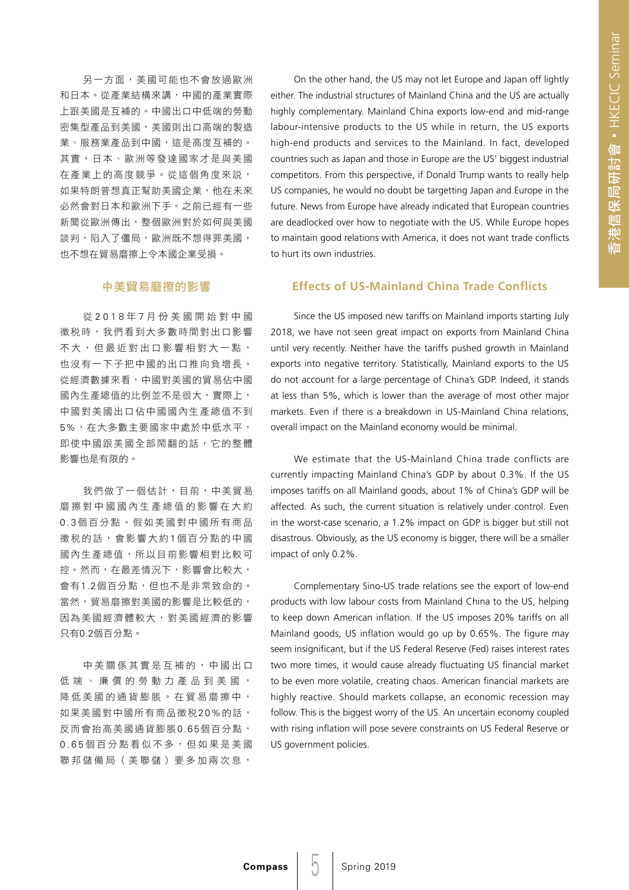另一方面，美國可能也不會放過歐洲和日本。從產業結構來講，中國的產業實際上跟美國是互補的。中國出口中低端的勞動密集型產品到美國，美國則出口高端的製造業、服務業產品到中國，這是高度互補的。其實，日本、歐洲等發達國家才是與美國在產業上的高度競爭。從這個角度來說，如果特朗普想真正幫助美國企業，他在未來必然會對日本和歐洲下手。之前已經有一些新聞從歐洲傳出，整個歐洲對於如何與美國談判，陷入了僵局，歐洲既不想得罪美國，也不想在貿易磨擦上令本國企業受損。

## 中美貿易磨擦的影響

從2018年7月份美國開始對中國徵稅時，我們看到大多數時間對出口影響不大，但最近對出口影響相對大一點，也沒有一下子把中國的出口推向負增長。從經濟數據來看，中國對美國的貿易佔中國國內生產總值的比例並不是很大，實際上，中國對美國出口佔中國國內生產總值不到5%，在大多數主要國家中處於中低水平，即使中國跟美國全部鬧翻的話，它的整體影響也是有限的。

我們做了一個估計，目前，中美貿易磨擦對中國國內生產總值的影響在大約0.3個百分點。假如美國對中國所有商品徵稅的話，會影響大約1個百分點的中國國內生產總值，所以目前影響相對比較可控。然而，在最差情況下，影響會比較大，會有1.2個百分點，但也不是非常致命的。當然，貿易磨擦對美國的影響是比較低的，因為美國經濟體較大，對美國經濟的影響只有0.2個百分點。

中美關係其實是互補的，中國出口低端、廉價的勞動力產品到美國，降低美國的通貨膨脹。在貿易磨擦中，如果美國對中國所有商品徵稅20%的話，反而會抬高美國通貨膨脹0.65個百分點，0.65個百分點看似不多，但如果是美國聯邦儲備局（美聯儲）要多加兩次息，

On the other hand, the US may not let Europe and Japan off lightly either. The industrial structures of Mainland China and the US are actually highly complementary. Mainland China exports low-end and mid-range labour-intensive products to the US while in return, the US exports high-end products and services to the Mainland. In fact, developed countries such as Japan and those in Europe are the US' biggest industrial competitors. From this perspective, if Donald Trump wants to really help US companies, he would no doubt be targetting Japan and Europe in the future. News from Europe have already indicated that European countries are deadlocked over how to negotiate with the US. While Europe hopes to maintain good relations with America, it does not want trade conflicts to hurt its own industries.

## Effects of US-Mainland China Trade Conflicts

Since the US imposed new tariffs on Mainland imports starting July 2018, we have not seen great impact on exports from Mainland China until very recently. Neither have the tariffs pushed growth in Mainland exports into negative territory. Statistically, Mainland exports to the US do not account for a large percentage of China's GDP. Indeed, it stands at less than 5%, which is lower than the average of most other major markets. Even if there is a breakdown in US-Mainland China relations, overall impact on the Mainland economy would be minimal.

We estimate that the US-Mainland China trade conflicts are currently impacting Mainland China's GDP by about 0.3%. If the US imposes tariffs on all Mainland goods, about 1% of China's GDP will be affected. As such, the current situation is relatively under control. Even in the worst-case scenario, a 1.2% impact on GDP is bigger but still not disastrous. Obviously, as the US economy is bigger, there will be a smaller impact of only 0.2%.

Complementary Sino-US trade relations see the export of low-end products with low labour costs from Mainland China to the US, helping to keep down American inflation. If the US imposes 20% tariffs on all Mainland goods, US inflation would go up by 0.65%. The figure may seem insignificant, but if the US Federal Reserve (Fed) raises interest rates two more times, it would cause already fluctuating US financial market to be even more volatile, creating chaos. American financial markets are highly reactive. Should markets collapse, an economic recession may follow. This is the biggest worry of the US. An uncertain economy coupled with rising inflation will pose severe constraints on US Federal Reserve or US government policies.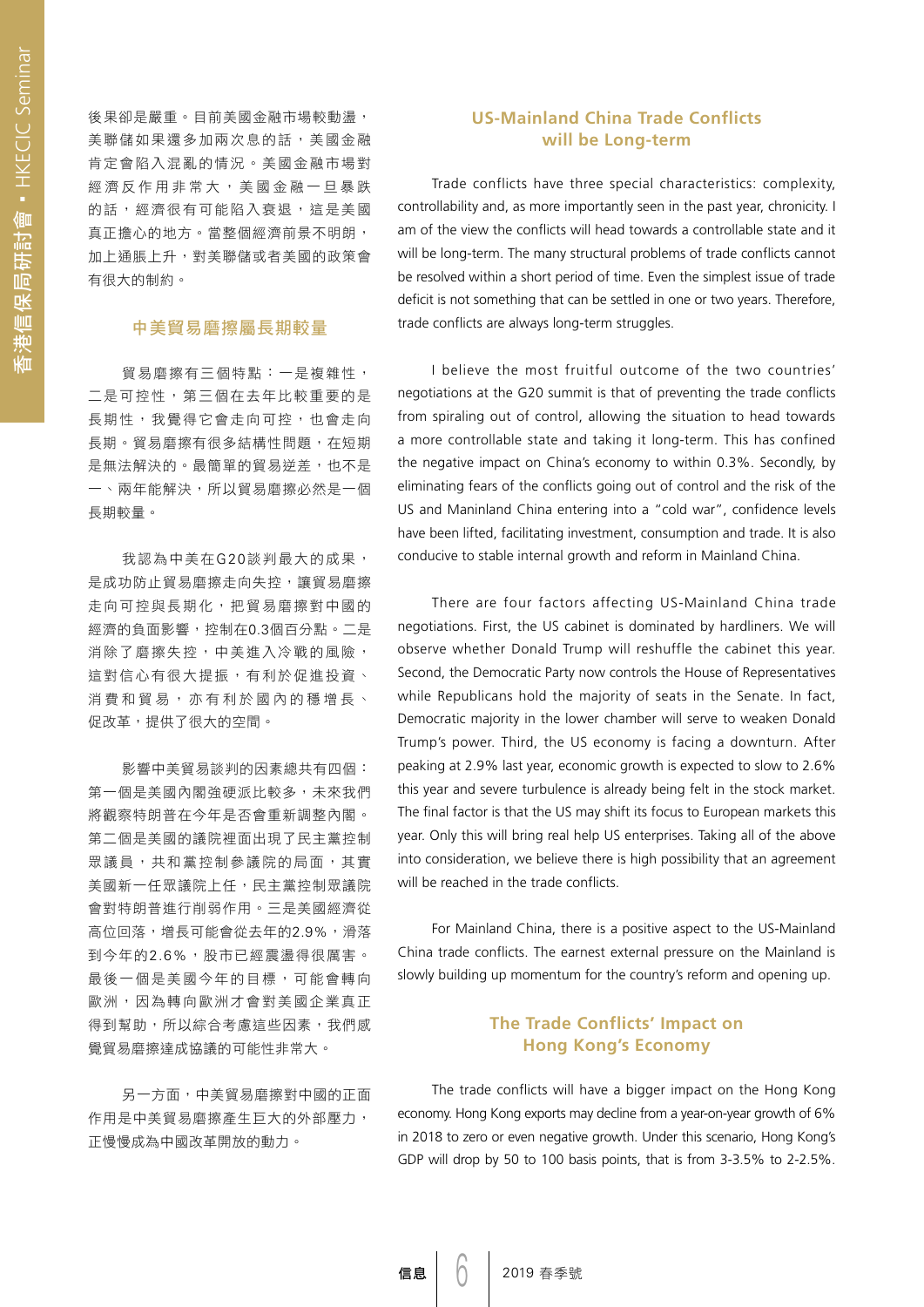後果卻是嚴重。目前美國金融市場較動盪，美聯儲如果還多加兩次息的話，美國金融肯定會陷入混亂的情況。美國金融市場對經濟反作用非常大，美國金融一旦暴跌的話，經濟很有可能陷入衰退，這是美國真正擔心的地方。當整個經濟前景不明朗，加上通脹上升，對美聯儲或者美國的政策會有很大的制約。

## 中美貿易磨擦屬長期較量

貿易磨擦有三個特點：一是複雜性，二是可控性，第三個在去年比較重要的是長期性，我覺得它會走向可控，也會走向長期。貿易磨擦有很多結構性問題，在短期是無法解決的。最簡單的貿易逆差，也不是一、兩年能解決，所以貿易磨擦必然是一個長期較量。

我認為中美在G20談判最大的成果，是成功防止貿易磨擦走向失控，讓貿易磨擦走向可控與長期化，把貿易磨擦對中國的經濟的負面影響，控制在0.3個百分點。二是消除了磨擦失控，中美進入冷戰的風險，這對信心有很大提振，有利於促進投資、消費和貿易，亦有利於國內的穩增長、促改革，提供了很大的空間。

影響中美貿易談判的因素總共有四個：第一個是美國內閣強硬派比較多，未來我們將觀察特朗普在今年是否會重新調整內閣。第二個是美國的議院裡面出現了民主黨控制眾議員，共和黨控制參議院的局面，其實美國新一任眾議院上任，民主黨控制眾議院會對特朗普進行削弱作用。三是美國經濟從高位回落，增長可能會從去年的2.9%，滑落到今年的2.6%，股市已經震盪得很厲害。最後一個是美國今年的目標，可能會轉向歐洲，因為轉向歐洲才會對美國企業真正得到幫助，所以綜合考慮這些因素，我們感覺貿易磨擦達成協議的可能性非常大。

另一方面，中美貿易磨擦對中國的正面作用是中美貿易磨擦產生巨大的外部壓力，正慢慢成為中國改革開放的動力。

## US-Mainland China Trade Conflicts will be Long-term

Trade conflicts have three special characteristics: complexity, controllability and, as more importantly seen in the past year, chronicity. I am of the view the conflicts will head towards a controllable state and it will be long-term. The many structural problems of trade conflicts cannot be resolved within a short period of time. Even the simplest issue of trade deficit is not something that can be settled in one or two years. Therefore, trade conflicts are always long-term struggles.

I believe the most fruitful outcome of the two countries' negotiations at the G20 summit is that of preventing the trade conflicts from spiraling out of control, allowing the situation to head towards a more controllable state and taking it long-term. This has confined the negative impact on China's economy to within 0.3%. Secondly, by eliminating fears of the conflicts going out of control and the risk of the US and Maninland China entering into a "cold war", confidence levels have been lifted, facilitating investment, consumption and trade. It is also conducive to stable internal growth and reform in Mainland China.

There are four factors affecting US-Mainland China trade negotiations. First, the US cabinet is dominated by hardliners. We will observe whether Donald Trump will reshuffle the cabinet this year. Second, the Democratic Party now controls the House of Representatives while Republicans hold the majority of seats in the Senate. In fact, Democratic majority in the lower chamber will serve to weaken Donald Trump's power. Third, the US economy is facing a downturn. After peaking at 2.9% last year, economic growth is expected to slow to 2.6% this year and severe turbulence is already being felt in the stock market. The final factor is that the US may shift its focus to European markets this year. Only this will bring real help US enterprises. Taking all of the above into consideration, we believe there is high possibility that an agreement will be reached in the trade conflicts.

For Mainland China, there is a positive aspect to the US-Mainland China trade conflicts. The earnest external pressure on the Mainland is slowly building up momentum for the country's reform and opening up.

## The Trade Conflicts' Impact on Hong Kong's Economy

The trade conflicts will have a bigger impact on the Hong Kong economy. Hong Kong exports may decline from a year-on-year growth of 6% in 2018 to zero or even negative growth. Under this scenario, Hong Kong's GDP will drop by 50 to 100 basis points, that is from 3-3.5% to 2-2.5%.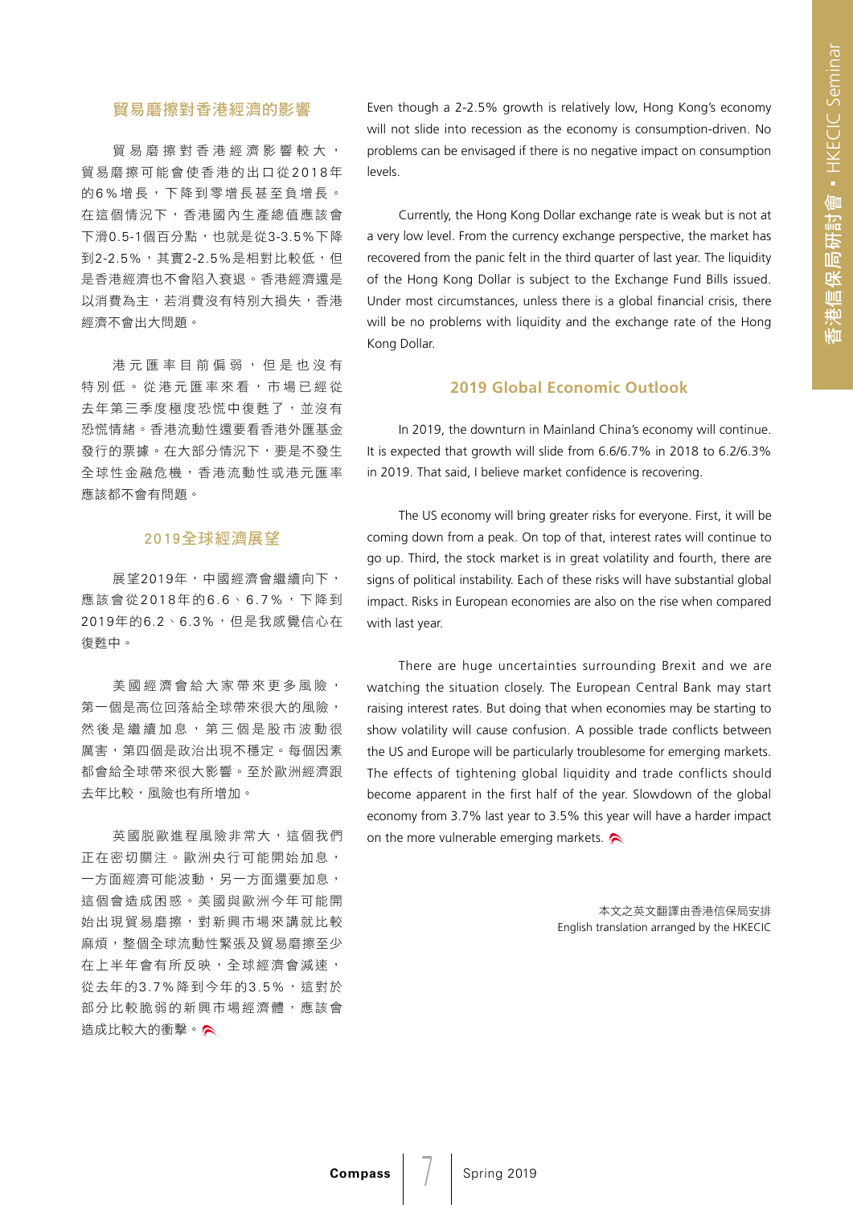## 貿易磨擦對香港經濟的影響

貿易磨擦對香港經濟影響較大，貿易磨擦可能會使香港的出口從2018年的6%增長，下降到零增長甚至負增長。在這個情況下，香港國內生產總值應該會下滑0.5-1個百分點，也就是從3-3.5%下降到2-2.5%，其實2-2.5%是相對比較低，但是香港經濟也不會陷入衰退。香港經濟還是以消費為主，若消費沒有特別大損失，香港經濟不會出大問題。

港元匯率目前偏弱，但是也沒有特別低。從港元匯率來看，市場已經從去年第三季度極度恐慌中復甦了，並沒有恐慌情緒。香港流動性還要看香港外匯基金發行的票據。在大部分情況下，要是不發生全球性金融危機，香港流動性或港元匯率應該都不會有問題。

## 2019全球經濟展望

展望2019年，中國經濟會繼續向下，應該會從2018年的6.6、6.7%，下降到2019年的6.2、6.3%，但是我感覺信心在復甦中。

美國經濟會給大家帶來更多風險，第一個是高位回落給全球帶來很大的風險，然後是繼續加息，第三個是股市波動很厲害，第四個是政治出現不穩定。每個因素都會給全球帶來很大影響。至於歐洲經濟跟去年比較，風險也有所增加。

英國脫歐進程風險非常大，這個我們正在密切關注。歐洲央行可能開始加息，一方面經濟可能波動，另一方面還要加息，這個會造成困惑。美國與歐洲今年可能開始出現貿易磨擦，對新興市場來講就比較麻煩，整個全球流動性緊張及貿易磨擦至少在上半年會有所反映，全球經濟會減速，從去年的3.7%降到今年的3.5%，這對於部分比較脆弱的新興市場經濟體，應該會造成比較大的衝擊。

Even though a 2-2.5% growth is relatively low, Hong Kong's economy will not slide into recession as the economy is consumption-driven. No problems can be envisaged if there is no negative impact on consumption levels.

Currently, the Hong Kong Dollar exchange rate is weak but is not at a very low level. From the currency exchange perspective, the market has recovered from the panic felt in the third quarter of last year. The liquidity of the Hong Kong Dollar is subject to the Exchange Fund Bills issued. Under most circumstances, unless there is a global financial crisis, there will be no problems with liquidity and the exchange rate of the Hong Kong Dollar.

## 2019 Global Economic Outlook

In 2019, the downturn in Mainland China's economy will continue. It is expected that growth will slide from 6.6/6.7% in 2018 to 6.2/6.3% in 2019. That said, I believe market confidence is recovering.

The US economy will bring greater risks for everyone. First, it will be coming down from a peak. On top of that, interest rates will continue to go up. Third, the stock market is in great volatility and fourth, there are signs of political instability. Each of these risks will have substantial global impact. Risks in European economies are also on the rise when compared with last year.

There are huge uncertainties surrounding Brexit and we are watching the situation closely. The European Central Bank may start raising interest rates. But doing that when economies may be starting to show volatility will cause confusion. A possible trade conflicts between the US and Europe will be particularly troublesome for emerging markets. The effects of tightening global liquidity and trade conflicts should become apparent in the first half of the year. Slowdown of the global economy from 3.7% last year to 3.5% this year will have a harder impact on the more vulnerable emerging markets.

本文之英文翻譯由香港信保局安排
English translation arranged by the HKECIC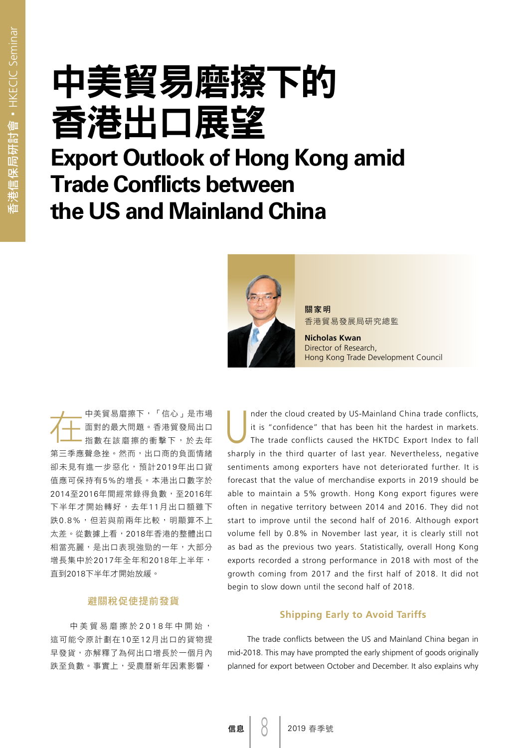# 中美貿易磨擦下的香港出口展望

# Export Outlook of Hong Kong amid Trade Conflicts between the US and Mainland China

**關家明**
香港貿易發展局研究總監

**Nicholas Kwan**
Director of Research,
Hong Kong Trade Development Council

在中美貿易磨擦下，「信心」是市場面對的最大問題。香港貿發局出口指數在該磨擦的衝擊下，於去年第三季應聲急挫。然而，出口商的負面情緒卻未見有進一步惡化，預計2019年出口貨值應可保持有5%的增長。本港出口數字於2014至2016年間經常錄得負數，至2016年下半年才開始轉好，去年11月出口額雖下跌0.8%，但若與前兩年比較，明顯算不上太差。從數據上看，2018年香港的整體出口相當亮麗，是出口表現強勁的一年，大部分增長集中於2017年全年和2018年上半年，直到2018下半年才開始放緩。

## 避關稅促使提前發貨

中美貿易磨擦於2018年中開始，這可能令原計劃在10至12月出口的貨物提早發貨，亦解釋了為何出口增長於一個月內跌至負數。事實上，受農曆新年因素影響，

Under the cloud created by US-Mainland China trade conflicts, it is "confidence" that has been hit the hardest in markets. The trade conflicts caused the HKTDC Export Index to fall sharply in the third quarter of last year. Nevertheless, negative sentiments among exporters have not deteriorated further. It is forecast that the value of merchandise exports in 2019 should be able to maintain a 5% growth. Hong Kong export figures were often in negative territory between 2014 and 2016. They did not start to improve until the second half of 2016. Although export volume fell by 0.8% in November last year, it is clearly still not as bad as the previous two years. Statistically, overall Hong Kong exports recorded a strong performance in 2018 with most of the growth coming from 2017 and the first half of 2018. It did not begin to slow down until the second half of 2018.

## Shipping Early to Avoid Tariffs

The trade conflicts between the US and Mainland China began in mid-2018. This may have prompted the early shipment of goods originally planned for export between October and December. It also explains why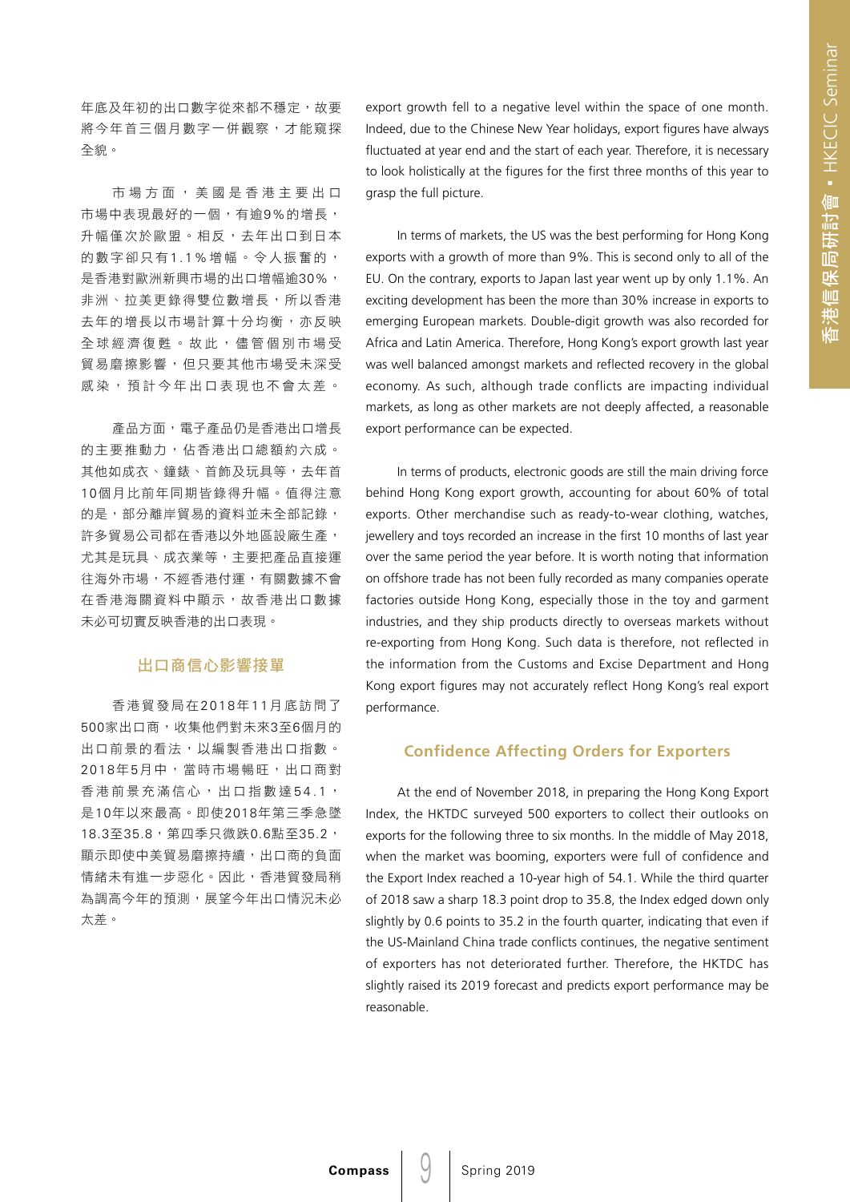年底及年初的出口數字從來都不穩定，故要將今年首三個月數字一併觀察，才能窺探全貌。

市場方面，美國是香港主要出口市場中表現最好的一個，有逾9%的增長，升幅僅次於歐盟。相反，去年出口到日本的數字卻只有1.1%增幅。令人振奮的，是香港對歐洲新興市場的出口增幅逾30%，非洲、拉美更錄得雙位數增長，所以香港去年的增長以市場計算十分均衡，亦反映全球經濟復甦。故此，儘管個別市場受貿易磨擦影響，但只要其他市場受未深受感染，預計今年出口表現也不會太差。

產品方面，電子產品仍是香港出口增長的主要推動力，佔香港出口總額約六成。其他如成衣、鐘錶、首飾及玩具等，去年首10個月比前年同期皆錄得升幅。值得注意的是，部分離岸貿易的資料並未全部記錄，許多貿易公司都在香港以外地區設廠生產，尤其是玩具、成衣業等，主要把產品直接運往海外市場，不經香港付運，有關數據不會在香港海關資料中顯示，故香港出口數據未必可切實反映香港的出口表現。

## 出口商信心影響接單

香港貿發局在2018年11月底訪問了500家出口商，收集他們對未來3至6個月的出口前景的看法，以編製香港出口指數。2018年5月中，當時市場暢旺，出口商對香港前景充滿信心，出口指數達54.1，是10年以來最高。即使2018年第三季急墜18.3至35.8，第四季只微跌0.6點至35.2，顯示即使中美貿易磨擦持續，出口商的負面情緒未有進一步惡化。因此，香港貿發局稍為調高今年的預測，展望今年出口情況未必太差。

export growth fell to a negative level within the space of one month. Indeed, due to the Chinese New Year holidays, export figures have always fluctuated at year end and the start of each year. Therefore, it is necessary to look holistically at the figures for the first three months of this year to grasp the full picture.

In terms of markets, the US was the best performing for Hong Kong exports with a growth of more than 9%. This is second only to all of the EU. On the contrary, exports to Japan last year went up by only 1.1%. An exciting development has been the more than 30% increase in exports to emerging European markets. Double-digit growth was also recorded for Africa and Latin America. Therefore, Hong Kong's export growth last year was well balanced amongst markets and reflected recovery in the global economy. As such, although trade conflicts are impacting individual markets, as long as other markets are not deeply affected, a reasonable export performance can be expected.

In terms of products, electronic goods are still the main driving force behind Hong Kong export growth, accounting for about 60% of total exports. Other merchandise such as ready-to-wear clothing, watches, jewellery and toys recorded an increase in the first 10 months of last year over the same period the year before. It is worth noting that information on offshore trade has not been fully recorded as many companies operate factories outside Hong Kong, especially those in the toy and garment industries, and they ship products directly to overseas markets without re-exporting from Hong Kong. Such data is therefore, not reflected in the information from the Customs and Excise Department and Hong Kong export figures may not accurately reflect Hong Kong's real export performance.

## Confidence Affecting Orders for Exporters

At the end of November 2018, in preparing the Hong Kong Export Index, the HKTDC surveyed 500 exporters to collect their outlooks on exports for the following three to six months. In the middle of May 2018, when the market was booming, exporters were full of confidence and the Export Index reached a 10-year high of 54.1. While the third quarter of 2018 saw a sharp 18.3 point drop to 35.8, the Index edged down only slightly by 0.6 points to 35.2 in the fourth quarter, indicating that even if the US-Mainland China trade conflicts continues, the negative sentiment of exporters has not deteriorated further. Therefore, the HKTDC has slightly raised its 2019 forecast and predicts export performance may be reasonable.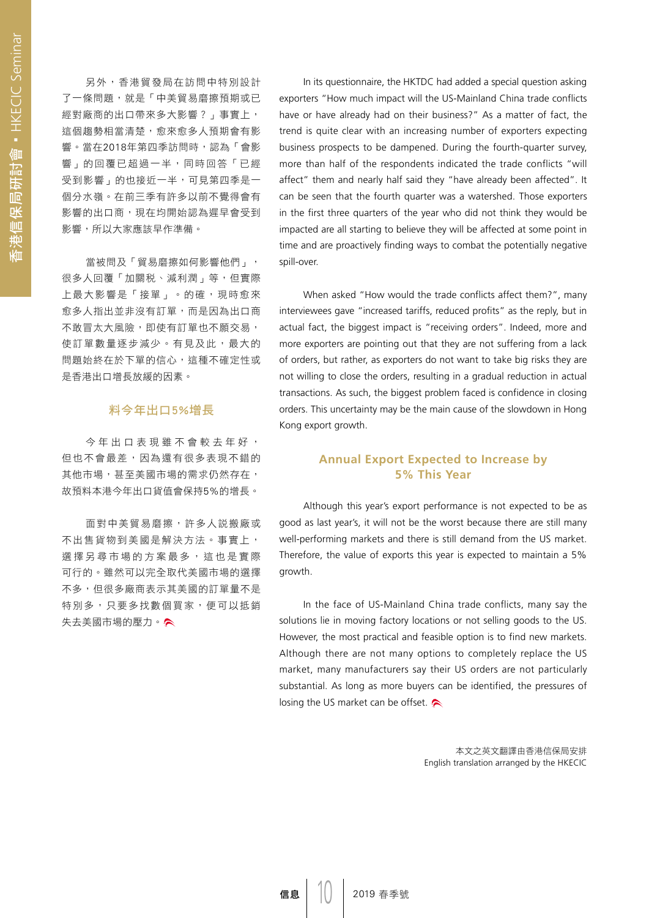另外，香港貿發局在訪問中特別設計了一條問題，就是「中美貿易磨擦預期或已經對廠商的出口帶來多大影響？」事實上，這個趨勢相當清楚，愈來愈多人預期會有影響。當在2018年第四季訪問時，認為「會影響」的回覆已超過一半，同時回答「已經受到影響」的也接近一半，可見第四季是一個分水嶺。在前三季有許多以前不覺得會有影響的出口商，現在均開始認為遲早會受到影響，所以大家應該早作準備。

當被問及「貿易磨擦如何影響他們」，很多人回覆「加關稅、減利潤」等，但實際上最大影響是「接單」。的確，現時愈來愈多人指出並非沒有訂單，而是因為出口商不敢冒太大風險，即使有訂單也不願交易，使訂單數量逐步減少。有見及此，最大的問題始終在於下單的信心，這種不確定性或是香港出口增長放緩的因素。

## 料今年出口5%增長

今年出口表現雖不會較去年好，但也不會最差，因為還有很多表現不錯的其他市場，甚至美國市場的需求仍然存在，故預料本港今年出口貨值會保持5%的增長。

面對中美貿易磨擦，許多人說搬廠或不出售貨物到美國是解決方法。事實上，選擇另尋市場的方案最多，這也是實際可行的。雖然可以完全取代美國市場的選擇不多，但很多廠商表示其美國的訂單量不是特別多，只要多找數個買家，便可以抵銷失去美國市場的壓力。

In its questionnaire, the HKTDC had added a special question asking exporters "How much impact will the US-Mainland China trade conflicts have or have already had on their business?" As a matter of fact, the trend is quite clear with an increasing number of exporters expecting business prospects to be dampened. During the fourth-quarter survey, more than half of the respondents indicated the trade conflicts "will affect" them and nearly half said they "have already been affected". It can be seen that the fourth quarter was a watershed. Those exporters in the first three quarters of the year who did not think they would be impacted are all starting to believe they will be affected at some point in time and are proactively finding ways to combat the potentially negative spill-over.

When asked "How would the trade conflicts affect them?", many interviewees gave "increased tariffs, reduced profits" as the reply, but in actual fact, the biggest impact is "receiving orders". Indeed, more and more exporters are pointing out that they are not suffering from a lack of orders, but rather, as exporters do not want to take big risks they are not willing to close the orders, resulting in a gradual reduction in actual transactions. As such, the biggest problem faced is confidence in closing orders. This uncertainty may be the main cause of the slowdown in Hong Kong export growth.

## Annual Export Expected to Increase by 5% This Year

Although this year's export performance is not expected to be as good as last year's, it will not be the worst because there are still many well-performing markets and there is still demand from the US market. Therefore, the value of exports this year is expected to maintain a 5% growth.

In the face of US-Mainland China trade conflicts, many say the solutions lie in moving factory locations or not selling goods to the US. However, the most practical and feasible option is to find new markets. Although there are not many options to completely replace the US market, many manufacturers say their US orders are not particularly substantial. As long as more buyers can be identified, the pressures of losing the US market can be offset.

本文之英文翻譯由香港信保局安排
English translation arranged by the HKECIC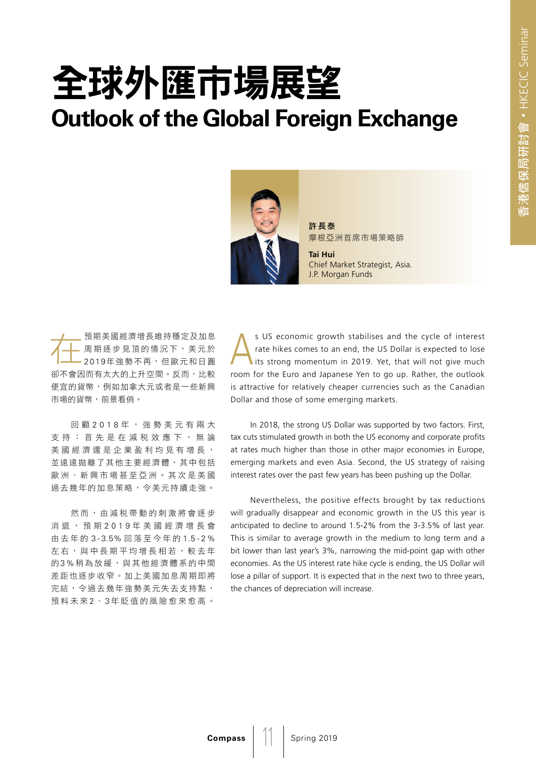# 全球外匯市場展望
# Outlook of the Global Foreign Exchange

**許長泰**
摩根亞洲首席市場策略師

**Tai Hui**
Chief Market Strategist, Asia,
J.P. Morgan Funds

在預期美國經濟增長維持穩定及加息周期逐步見頂的情況下，美元於2019年強勢不再，但歐元和日圓卻不會因而有太大的上升空間。反而，比較便宜的貨幣，例如加拿大元或者是一些新興市場的貨幣，前景看俏。

回顧2018年，強勢美元有兩大支持：首先是在減稅效應下，無論美國經濟還是企業盈利均見有增長，並遠遠拋離了其他主要經濟體，其中包括歐洲、新興市場甚至亞洲。其次是美國過去幾年的加息策略，令美元持續走強。

然而，由減稅帶動的刺激將會逐步消退，預期2019年美國經濟增長會由去年的3-3.5%回落至今年的1.5-2%左右，與中長期平均增長相若，較去年的3%稍為放緩，與其他經濟體系的中間差距也逐步收窄。加上美國加息周期即將完結，令過去幾年強勢美元失去支持點，預料未來2、3年貶值的風險愈來愈高。

As US economic growth stabilises and the cycle of interest rate hikes comes to an end, the US Dollar is expected to lose its strong momentum in 2019. Yet, that will not give much room for the Euro and Japanese Yen to go up. Rather, the outlook is attractive for relatively cheaper currencies such as the Canadian Dollar and those of some emerging markets.

In 2018, the strong US Dollar was supported by two factors. First, tax cuts stimulated growth in both the US economy and corporate profits at rates much higher than those in other major economies in Europe, emerging markets and even Asia. Second, the US strategy of raising interest rates over the past few years has been pushing up the Dollar.

Nevertheless, the positive effects brought by tax reductions will gradually disappear and economic growth in the US this year is anticipated to decline to around 1.5-2% from the 3-3.5% of last year. This is similar to average growth in the medium to long term and a bit lower than last year's 3%, narrowing the mid-point gap with other economies. As the US interest rate hike cycle is ending, the US Dollar will lose a pillar of support. It is expected that in the next two to three years, the chances of depreciation will increase.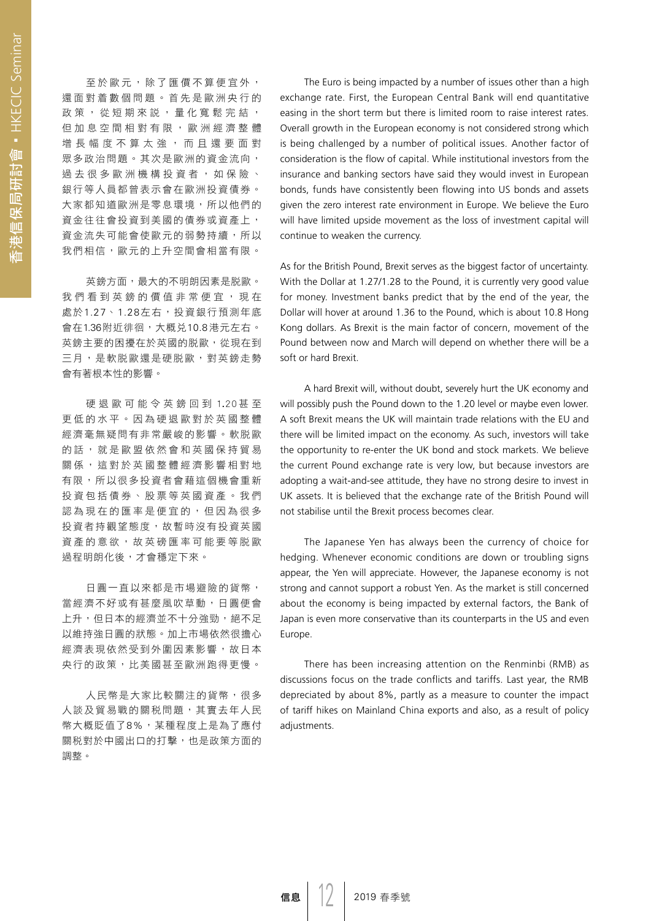至於歐元，除了匯價不算便宜外，還面對着數個問題。首先是歐洲央行的政策，從短期來說，量化寬鬆完結，但加息空間相對有限，歐洲經濟整體增長幅度不算太強，而且還要面對眾多政治問題。其次是歐洲的資金流向，過去很多歐洲機構投資者，如保險、銀行等人員都曾表示會在歐洲投資債券。大家都知道歐洲是零息環境，所以他們的資金往往會投資到美國的債券或資產上，資金流失可能會使歐元的弱勢持續，所以我們相信，歐元的上升空間會相當有限。

英鎊方面，最大的不明朗因素是脫歐。我們看到英鎊的價值非常便宜，現在處於1.27、1.28左右，投資銀行預測年底會在1.36附近徘徊，大概兌10.8港元左右。英鎊主要的困擾在於英國的脫歐，從現在到三月，是軟脫歐還是硬脫歐，對英鎊走勢會有著根本性的影響。

硬退歐可能令英鎊回到1.20甚至更低的水平。因為硬退歐對於英國整體經濟毫無疑問有非常嚴峻的影響。軟脫歐的話，就是歐盟依然會和英國保持貿易關係，這對於英國整體經濟影響相對地有限，所以很多投資者會藉這個機會重新投資包括債券、股票等英國資產。我們認為現在的匯率是便宜的，但因為很多投資者持觀望態度，故暫時沒有投資英國資產的意欲，故英磅匯率可能要等脫歐過程明朗化後，才會穩定下來。

日圓一直以來都是市場避險的貨幣，當經濟不好或有甚麼風吹草動，日圓便會上升，但日本的經濟並不十分強勁，絕不足以維持強日圓的狀態。加上市場依然很擔心經濟表現依然受到外圍因素影響，故日本央行的政策，比美國甚至歐洲跑得更慢。

人民幣是大家比較關注的貨幣，很多人談及貿易戰的關稅問題，其實去年人民幣大概貶值了8%，某種程度上是為了應付關稅對於中國出口的打擊，也是政策方面的調整。

The Euro is being impacted by a number of issues other than a high exchange rate. First, the European Central Bank will end quantitative easing in the short term but there is limited room to raise interest rates. Overall growth in the European economy is not considered strong which is being challenged by a number of political issues. Another factor of consideration is the flow of capital. While institutional investors from the insurance and banking sectors have said they would invest in European bonds, funds have consistently been flowing into US bonds and assets given the zero interest rate environment in Europe. We believe the Euro will have limited upside movement as the loss of investment capital will continue to weaken the currency.

As for the British Pound, Brexit serves as the biggest factor of uncertainty. With the Dollar at 1.27/1.28 to the Pound, it is currently very good value for money. Investment banks predict that by the end of the year, the Dollar will hover at around 1.36 to the Pound, which is about 10.8 Hong Kong dollars. As Brexit is the main factor of concern, movement of the Pound between now and March will depend on whether there will be a soft or hard Brexit.

A hard Brexit will, without doubt, severely hurt the UK economy and will possibly push the Pound down to the 1.20 level or maybe even lower. A soft Brexit means the UK will maintain trade relations with the EU and there will be limited impact on the economy. As such, investors will take the opportunity to re-enter the UK bond and stock markets. We believe the current Pound exchange rate is very low, but because investors are adopting a wait-and-see attitude, they have no strong desire to invest in UK assets. It is believed that the exchange rate of the British Pound will not stabilise until the Brexit process becomes clear.

The Japanese Yen has always been the currency of choice for hedging. Whenever economic conditions are down or troubling signs appear, the Yen will appreciate. However, the Japanese economy is not strong and cannot support a robust Yen. As the market is still concerned about the economy is being impacted by external factors, the Bank of Japan is even more conservative than its counterparts in the US and even Europe.

There has been increasing attention on the Renminbi (RMB) as discussions focus on the trade conflicts and tariffs. Last year, the RMB depreciated by about 8%, partly as a measure to counter the impact of tariff hikes on Mainland China exports and also, as a result of policy adjustments.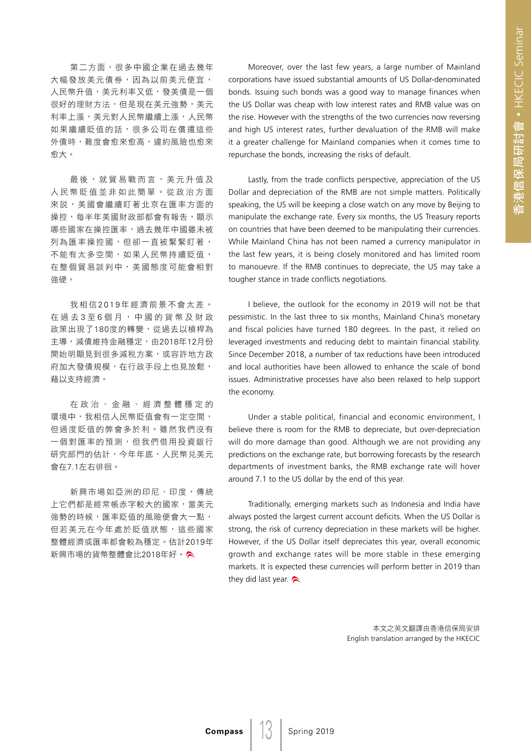第二方面，很多中國企業在過去幾年大幅發放美元債券，因為以前美元便宜，人民幣升值，美元利率又低，發美債是一個很好的理財方法，但是現在美元強勢，美元利率上漲，美元對人民幣繼續上漲，人民幣如果繼續貶值的話，很多公司在償還這些外債時，難度會愈來愈高，違約風險也愈來愈大。

最後，就貿易戰而言，美元升值及人民幣貶值並非如此簡單。從政治方面來說，美國會繼續盯著北京在匯率方面的操控，每半年美國財政部都會有報告，顯示哪些國家在操控匯率，過去幾年中國雖未被列為匯率操控國，但卻一直被緊緊盯著，不能有太多空間，如果人民幣持續貶值，在整個貿易談判中，美國態度可能會相對強硬。

我相信2019年經濟前景不會太差。在過去3至6個月，中國的貨幣及財政政策出現了180度的轉變，從過去以槓桿為主導，減債維持金融穩定，由2018年12月份開始明顯見到很多減稅方案，或容許地方政府加大發債規模，在行政手段上也見放鬆，藉以支持經濟。

在政治、金融、經濟整體穩定的環境中，我相信人民幣貶值會有一定空間，但過度貶值的弊會多於利。雖然我們沒有一個對匯率的預測，但我們借用投資銀行研究部門的估計，今年年底，人民幣兌美元會在7.1左右徘徊。

新興市場如亞洲的印尼、印度，傳統上它們都是經常帳赤字較大的國家，當美元強勢的時候，匯率貶值的風險便會大一點，但若美元在今年處於貶值狀態，這些國家整體經濟或匯率都會較為穩定。估計2019年新興市場的貨幣整體會比2018年好。

Moreover, over the last few years, a large number of Mainland corporations have issued substantial amounts of US Dollar-denominated bonds. Issuing such bonds was a good way to manage finances when the US Dollar was cheap with low interest rates and RMB value was on the rise. However with the strengths of the two currencies now reversing and high US interest rates, further devaluation of the RMB will make it a greater challenge for Mainland companies when it comes time to repurchase the bonds, increasing the risks of default.

Lastly, from the trade conflicts perspective, appreciation of the US Dollar and depreciation of the RMB are not simple matters. Politically speaking, the US will be keeping a close watch on any move by Beijing to manipulate the exchange rate. Every six months, the US Treasury reports on countries that have been deemed to be manipulating their currencies. While Mainland China has not been named a currency manipulator in the last few years, it is being closely monitored and has limited room to manouevre. If the RMB continues to depreciate, the US may take a tougher stance in trade conflicts negotiations.

I believe, the outlook for the economy in 2019 will not be that pessimistic. In the last three to six months, Mainland China's monetary and fiscal policies have turned 180 degrees. In the past, it relied on leveraged investments and reducing debt to maintain financial stability. Since December 2018, a number of tax reductions have been introduced and local authorities have been allowed to enhance the scale of bond issues. Administrative processes have also been relaxed to help support the economy.

Under a stable political, financial and economic environment, I believe there is room for the RMB to depreciate, but over-depreciation will do more damage than good. Although we are not providing any predictions on the exchange rate, but borrowing forecasts by the research departments of investment banks, the RMB exchange rate will hover around 7.1 to the US dollar by the end of this year.

Traditionally, emerging markets such as Indonesia and India have always posted the largest current account deficits. When the US Dollar is strong, the risk of currency depreciation in these markets will be higher. However, if the US Dollar itself depreciates this year, overall economic growth and exchange rates will be more stable in these emerging markets. It is expected these currencies will perform better in 2019 than they did last year.

本文之英文翻譯由香港信保局安排
English translation arranged by the HKECIC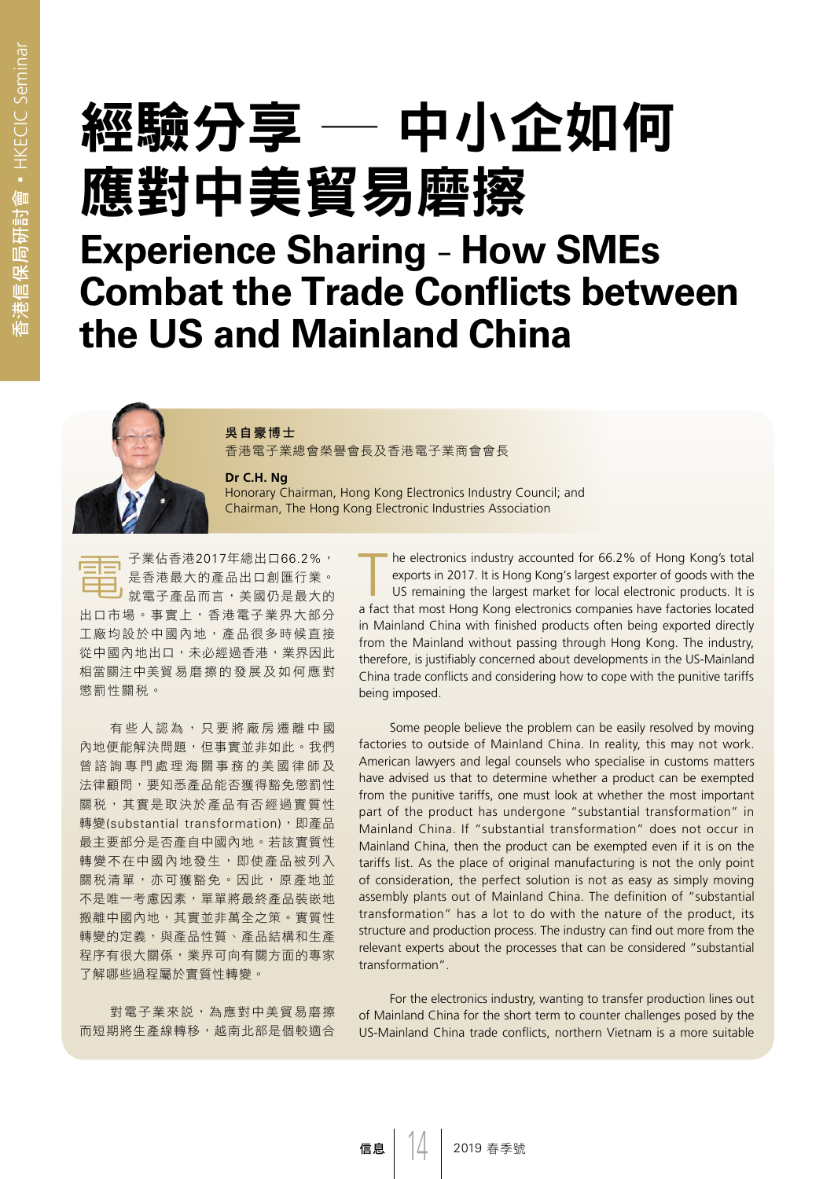# 經驗分享 — 中小企如何應對中美貿易磨擦

# Experience Sharing – How SMEs Combat the Trade Conflicts between the US and Mainland China

**吳自豪博士**
香港電子業總會榮譽會長及香港電子業商會會長

**Dr C.H. Ng**
Honorary Chairman, Hong Kong Electronics Industry Council; and Chairman, The Hong Kong Electronic Industries Association

電子業佔香港2017年總出口66.2%，是香港最大的產品出口創匯行業。就電子產品而言，美國仍是最大的出口市場。事實上，香港電子業界大部分工廠均設於中國內地，產品很多時候直接從中國內地出口，未必經過香港，業界因此相當關注中美貿易磨擦的發展及如何應對懲罰性關稅。

有些人認為，只要將廠房遷離中國內地便能解決問題，但事實並非如此。我們曾諮詢專門處理海關事務的美國律師及法律顧問，要知悉產品能否獲得豁免懲罰性關稅，其實是取決於產品有否經過實質性轉變(substantial transformation)，即產品最主要部分是否產自中國內地。若該實質性轉變不在中國內地發生，即使產品被列入關稅清單，亦可獲豁免。因此，原產地並不是唯一考慮因素，單單將最終產品裝嵌地搬離中國內地，其實並非萬全之策。實質性轉變的定義，與產品性質、產品結構和生產程序有很大關係，業界可向有關方面的專家了解哪些過程屬於實質性轉變。

對電子業來說，為應對中美貿易磨擦而短期將生產線轉移，越南北部是個較適合

The electronics industry accounted for 66.2% of Hong Kong's total exports in 2017. It is Hong Kong's largest exporter of goods with the US remaining the largest market for local electronic products. It is a fact that most Hong Kong electronics companies have factories located in Mainland China with finished products often being exported directly from the Mainland without passing through Hong Kong. The industry, therefore, is justifiably concerned about developments in the US-Mainland China trade conflicts and considering how to cope with the punitive tariffs being imposed.

Some people believe the problem can be easily resolved by moving factories to outside of Mainland China. In reality, this may not work. American lawyers and legal counsels who specialise in customs matters have advised us that to determine whether a product can be exempted from the punitive tariffs, one must look at whether the most important part of the product has undergone "substantial transformation" in Mainland China. If "substantial transformation" does not occur in Mainland China, then the product can be exempted even if it is on the tariffs list. As the place of original manufacturing is not the only point of consideration, the perfect solution is not as easy as simply moving assembly plants out of Mainland China. The definition of "substantial transformation" has a lot to do with the nature of the product, its structure and production process. The industry can find out more from the relevant experts about the processes that can be considered "substantial transformation".

For the electronics industry, wanting to transfer production lines out of Mainland China for the short term to counter challenges posed by the US-Mainland China trade conflicts, northern Vietnam is a more suitable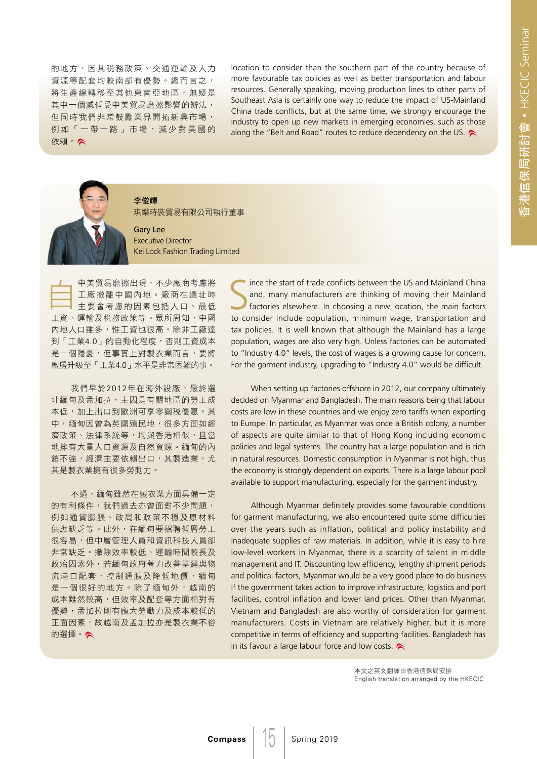的地方，因其稅務政策、交通運輸及人力資源等配套均較南部有優勢。總而言之，將生產線轉移至其他東南亞地區，無疑是其中一個減低受中美貿易磨擦影響的辦法，但同時我們非常鼓勵業界開拓新興市場，例如「一帶一路」市場，減少對美國的依賴。

location to consider than the southern part of the country because of more favourable tax policies as well as better transportation and labour resources. Generally speaking, moving production lines to other parts of Southeast Asia is certainly one way to reduce the impact of US-Mainland China trade conflicts, but at the same time, we strongly encourage the industry to open up new markets in emerging economies, such as those along the "Belt and Road" routes to reduce dependency on the US.

**李俊輝**
琪樂時裝貿易有限公司執行董事

**Gary Lee**
Executive Director
Kei Lock Fashion Trading Limited

自中美貿易磨擦出現，不少廠商考慮將工廠撤離中國內地。廠商在選址時主要會考慮的因素包括人口、最低工資、運輸及稅務政策等。眾所周知，中國內地人口雖多，惟工資也很高。除非工廠達到「工業4.0」的自動化程度，否則工資成本是一個隱憂，但事實上對製衣業而言，要將廠房升級至「工業4.0」水平是非常困難的事。

我們早於2012年在海外設廠，最終選址緬甸及孟加拉，主因是有關地區的勞工成本低，加上出口到歐洲可享零關稅優惠。其中，緬甸因曾為英國殖民地，很多方面如經濟政策、法律系統等，均與香港相似，且當地擁有大量人口資源及自然資源。緬甸的內銷不強，經濟主要依賴出口，其製造業，尤其是製衣業擁有很多勞動力。

不過，緬甸雖然在製衣業方面具備一定的有利條件，我們過去亦曾面對不少問題，例如通貨膨脹、政局和政策不穩及原材料供應缺乏等。此外，在緬甸要招聘低層勞工很容易，但中層管理人員和資訊科技人員卻非常缺乏。撇除效率較低、運輸時間較長及政治因素外，若緬甸政府著力改善基建與物流港口配套，控制通脹及降低地價，緬甸是一個很好的地方。除了緬甸外，越南的成本雖然較高，但效率及配套等方面相對有優勢，孟加拉則有龐大勞動力及成本較低的正面因素，故越南及孟加拉亦是製衣業不俗的選擇。

Since the start of trade conflicts between the US and Mainland China and, many manufacturers are thinking of moving their Mainland factories elsewhere. In choosing a new location, the main factors to consider include population, minimum wage, transportation and tax policies. It is well known that although the Mainland has a large population, wages are also very high. Unless factories can be automated to "Industry 4.0" levels, the cost of wages is a growing cause for concern. For the garment industry, upgrading to "Industry 4.0" would be difficult.

When setting up factories offshore in 2012, our company ultimately decided on Myanmar and Bangladesh. The main reasons being that labour costs are low in these countries and we enjoy zero tariffs when exporting to Europe. In particular, as Myanmar was once a British colony, a number of aspects are quite similar to that of Hong Kong including economic policies and legal systems. The country has a large population and is rich in natural resources. Domestic consumption in Myanmar is not high, thus the economy is strongly dependent on exports. There is a large labour pool available to support manufacturing, especially for the garment industry.

Although Myanmar definitely provides some favourable conditions for garment manufacturing, we also encountered quite some difficulties over the years such as inflation, political and policy instability and inadequate supplies of raw materials. In addition, while it is easy to hire low-level workers in Myanmar, there is a scarcity of talent in middle management and IT. Discounting low efficiency, lengthy shipment periods and political factors, Myanmar would be a very good place to do business if the government takes action to improve infrastructure, logistics and port facilities, control inflation and lower land prices. Other than Myanmar, Vietnam and Bangladesh are also worthy of consideration for garment manufacturers. Costs in Vietnam are relatively higher, but it is more competitive in terms of efficiency and supporting facilities. Bangladesh has in its favour a large labour force and low costs.

本文之英文翻譯由香港信保局安排
English translation arranged by the HKECIC